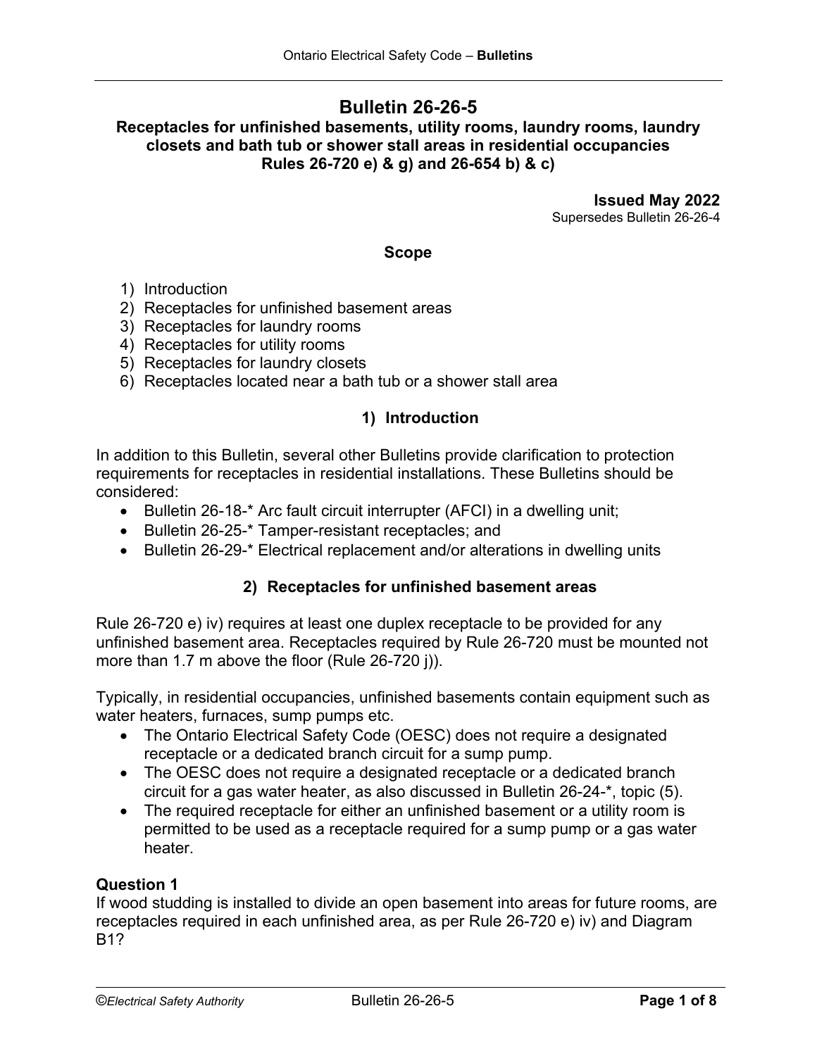# Bulletin 26-26-5

## Receptacles for unfinished basements, utility rooms, laundry rooms, laundry closets and bath tub or shower stall areas in residential occupancies
## Rules 26-720 e) & g) and 26-654 b) & c)

**Issued May 2022**
Supersedes Bulletin 26-26-4

### Scope

1) Introduction
2) Receptacles for unfinished basement areas
3) Receptacles for laundry rooms
4) Receptacles for utility rooms
5) Receptacles for laundry closets
6) Receptacles located near a bath tub or a shower stall area

### 1) Introduction

In addition to this Bulletin, several other Bulletins provide clarification to protection requirements for receptacles in residential installations. These Bulletins should be considered:

- Bulletin 26-18-* Arc fault circuit interrupter (AFCI) in a dwelling unit;
- Bulletin 26-25-* Tamper-resistant receptacles; and
- Bulletin 26-29-* Electrical replacement and/or alterations in dwelling units

### 2) Receptacles for unfinished basement areas

Rule 26-720 e) iv) requires at least one duplex receptacle to be provided for any unfinished basement area. Receptacles required by Rule 26-720 must be mounted not more than 1.7 m above the floor (Rule 26-720 j)).

Typically, in residential occupancies, unfinished basements contain equipment such as water heaters, furnaces, sump pumps etc.

- The Ontario Electrical Safety Code (OESC) does not require a designated receptacle or a dedicated branch circuit for a sump pump.
- The OESC does not require a designated receptacle or a dedicated branch circuit for a gas water heater, as also discussed in Bulletin 26-24-*, topic (5).
- The required receptacle for either an unfinished basement or a utility room is permitted to be used as a receptacle required for a sump pump or a gas water heater.

**Question 1**
If wood studding is installed to divide an open basement into areas for future rooms, are receptacles required in each unfinished area, as per Rule 26-720 e) iv) and Diagram B1?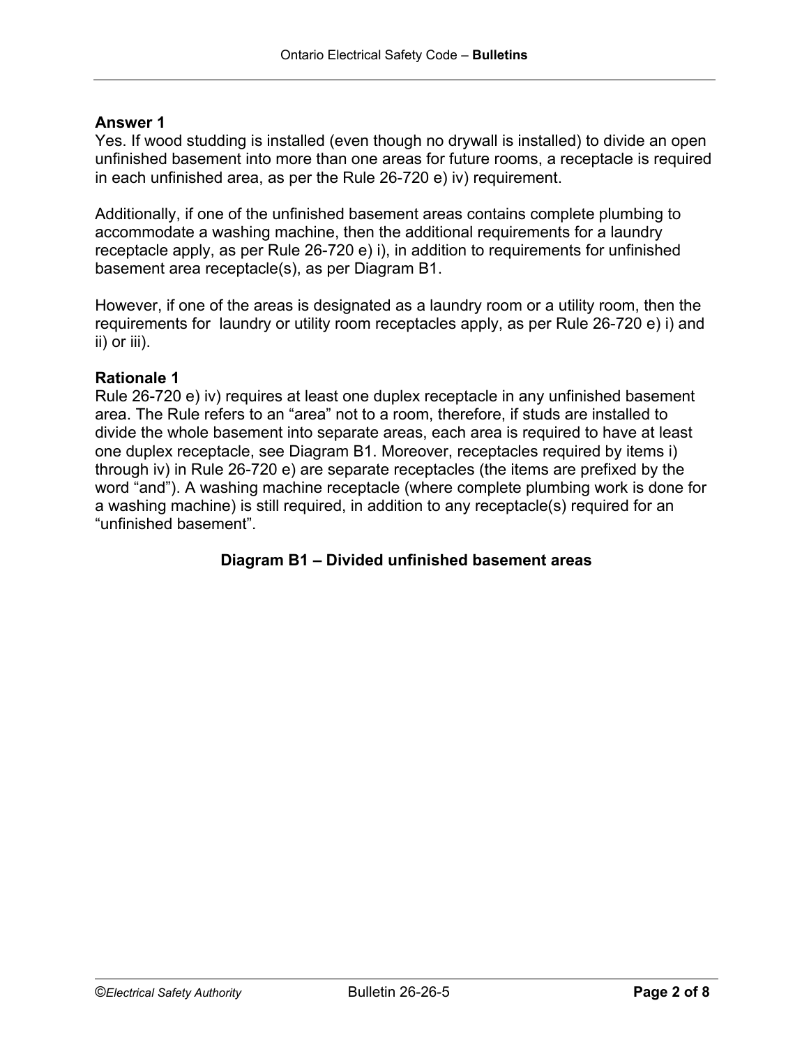**Answer 1**

Yes. If wood studding is installed (even though no drywall is installed) to divide an open unfinished basement into more than one areas for future rooms, a receptacle is required in each unfinished area, as per the Rule 26-720 e) iv) requirement.

Additionally, if one of the unfinished basement areas contains complete plumbing to accommodate a washing machine, then the additional requirements for a laundry receptacle apply, as per Rule 26-720 e) i), in addition to requirements for unfinished basement area receptacle(s), as per Diagram B1.

However, if one of the areas is designated as a laundry room or a utility room, then the requirements for laundry or utility room receptacles apply, as per Rule 26-720 e) i) and ii) or iii).

**Rationale 1**

Rule 26-720 e) iv) requires at least one duplex receptacle in any unfinished basement area. The Rule refers to an "area" not to a room, therefore, if studs are installed to divide the whole basement into separate areas, each area is required to have at least one duplex receptacle, see Diagram B1. Moreover, receptacles required by items i) through iv) in Rule 26-720 e) are separate receptacles (the items are prefixed by the word "and"). A washing machine receptacle (where complete plumbing work is done for a washing machine) is still required, in addition to any receptacle(s) required for an "unfinished basement".

**Diagram B1 – Divided unfinished basement areas**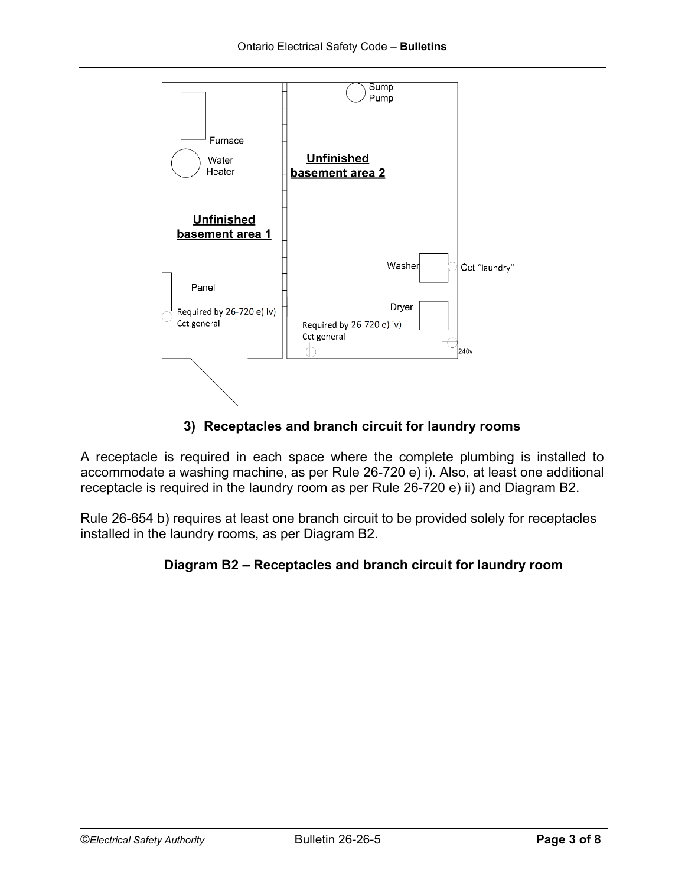## 3) Receptacles and branch circuit for laundry rooms

A receptacle is required in each space where the complete plumbing is installed to accommodate a washing machine, as per Rule 26-720 e) i). Also, at least one additional receptacle is required in the laundry room as per Rule 26-720 e) ii) and Diagram B2.

Rule 26-654 b) requires at least one branch circuit to be provided solely for receptacles installed in the laundry rooms, as per Diagram B2.

### Diagram B2 – Receptacles and branch circuit for laundry room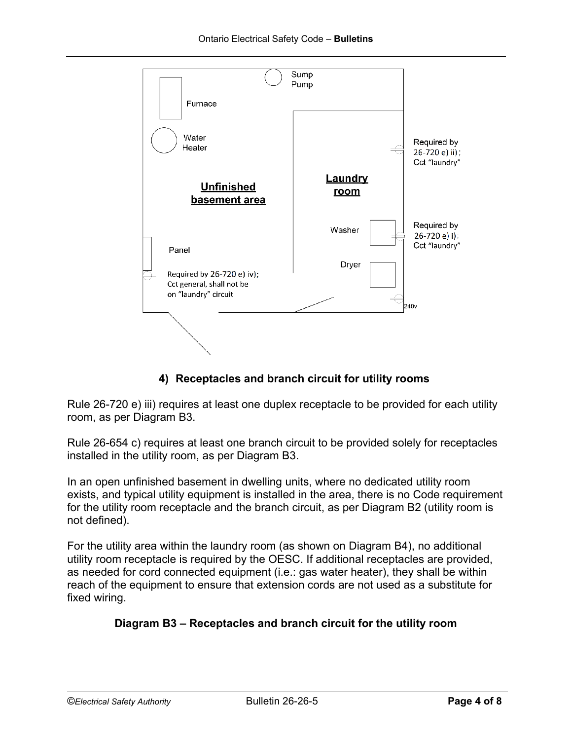Sump Pump

Furnace

Water Heater

Unfinished basement area

Laundry room

Required by 26-720 e) ii); Cct "laundry"

Washer

Required by 26-720 e) i); Cct "laundry"

Panel

Required by 26-720 e) iv); Cct general, shall not be on "laundry" circuit

Dryer

240v

### 4) Receptacles and branch circuit for utility rooms

Rule 26-720 e) iii) requires at least one duplex receptacle to be provided for each utility room, as per Diagram B3.

Rule 26-654 c) requires at least one branch circuit to be provided solely for receptacles installed in the utility room, as per Diagram B3.

In an open unfinished basement in dwelling units, where no dedicated utility room exists, and typical utility equipment is installed in the area, there is no Code requirement for the utility room receptacle and the branch circuit, as per Diagram B2 (utility room is not defined).

For the utility area within the laundry room (as shown on Diagram B4), no additional utility room receptacle is required by the OESC. If additional receptacles are provided, as needed for cord connected equipment (i.e.: gas water heater), they shall be within reach of the equipment to ensure that extension cords are not used as a substitute for fixed wiring.

**Diagram B3 – Receptacles and branch circuit for the utility room**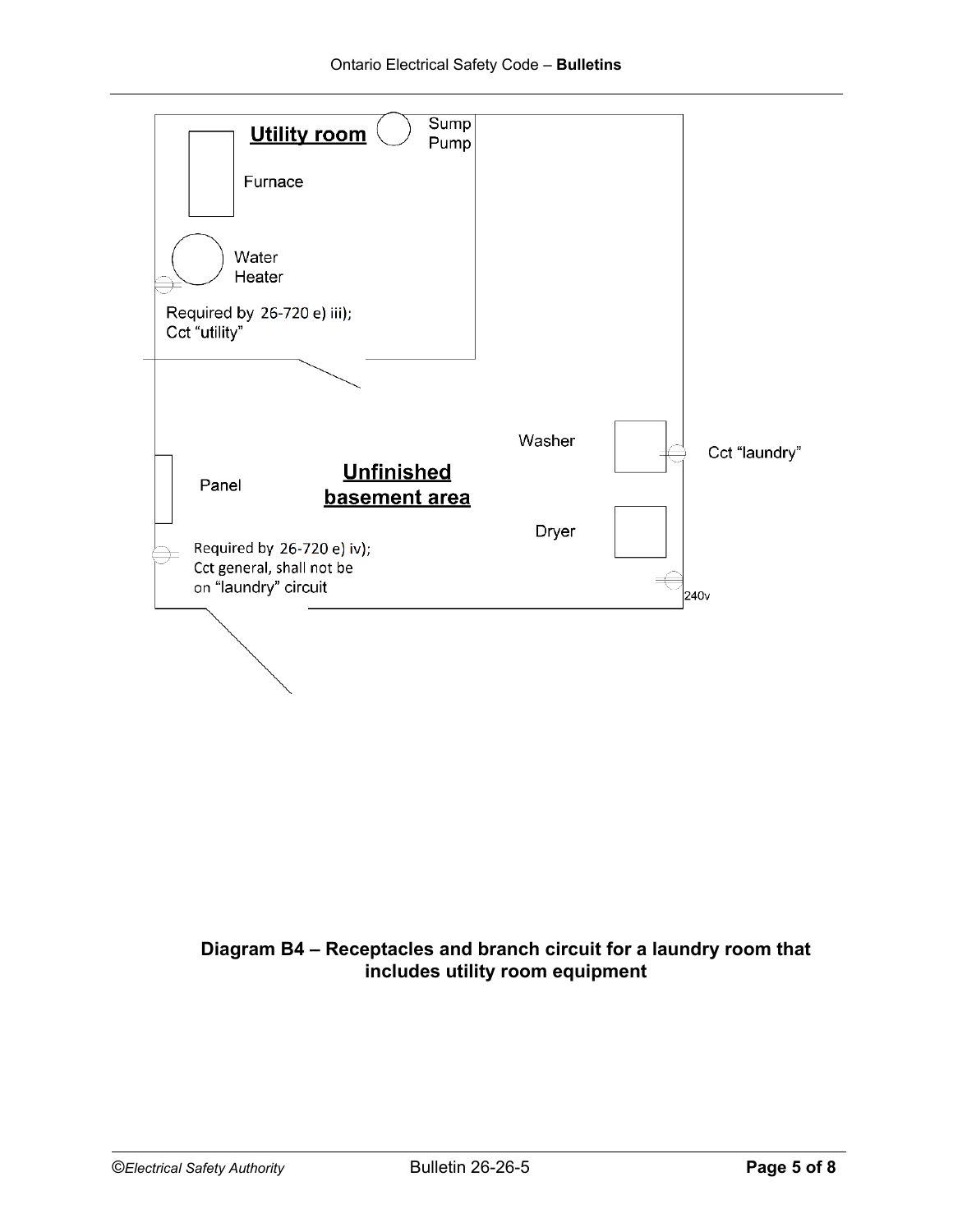Utility room

Sump Pump

Furnace

Water Heater

Required by 26-720 e) iii);
Cct "utility"

Washer

Cct "laundry"

Panel

Unfinished basement area

Dryer

Required by 26-720 e) iv);
Cct general, shall not be on "laundry" circuit

240v

**Diagram B4 – Receptacles and branch circuit for a laundry room that includes utility room equipment**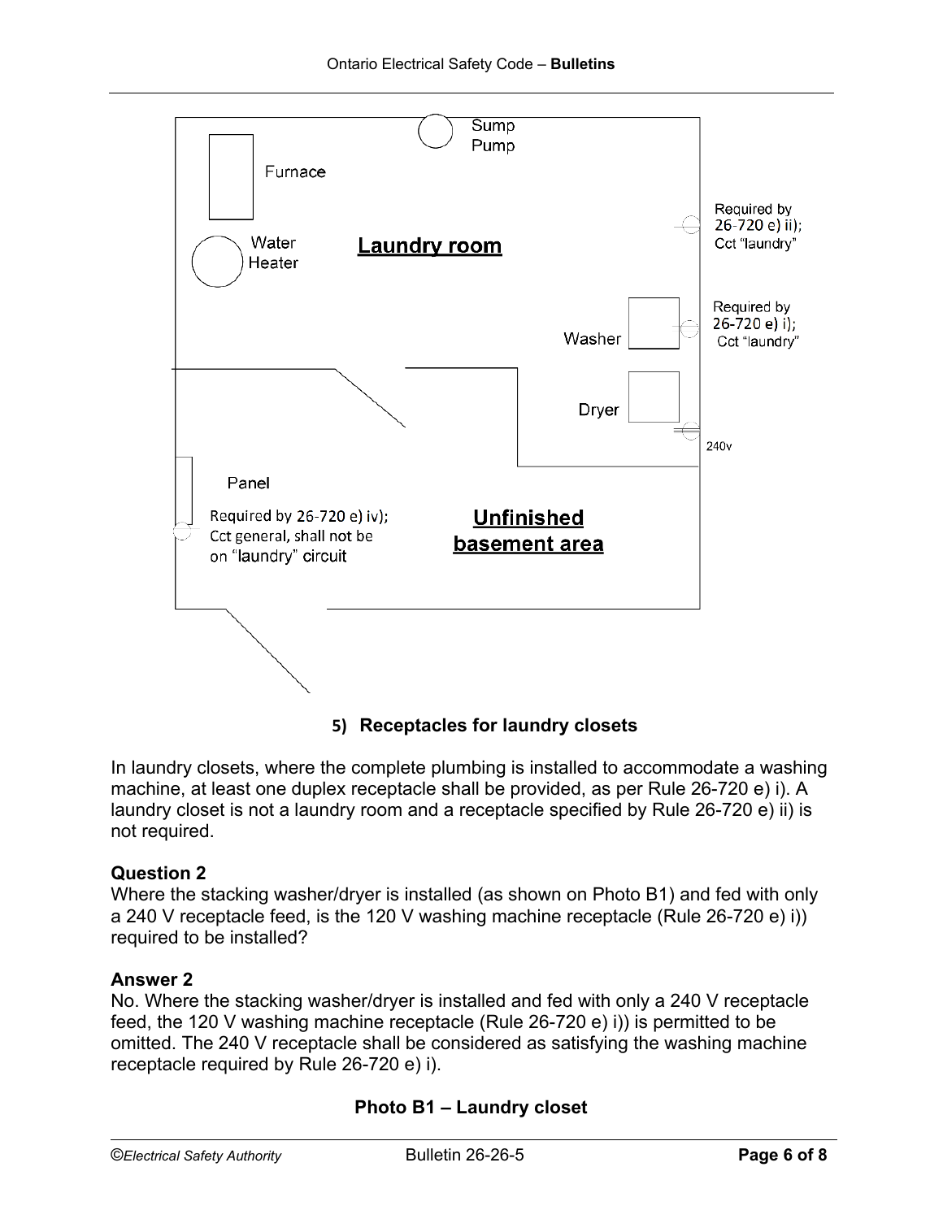### 5) Receptacles for laundry closets

In laundry closets, where the complete plumbing is installed to accommodate a washing machine, at least one duplex receptacle shall be provided, as per Rule 26-720 e) i). A laundry closet is not a laundry room and a receptacle specified by Rule 26-720 e) ii) is not required.

**Question 2**
Where the stacking washer/dryer is installed (as shown on Photo B1) and fed with only a 240 V receptacle feed, is the 120 V washing machine receptacle (Rule 26-720 e) i)) required to be installed?

**Answer 2**
No. Where the stacking washer/dryer is installed and fed with only a 240 V receptacle feed, the 120 V washing machine receptacle (Rule 26-720 e) i)) is permitted to be omitted. The 240 V receptacle shall be considered as satisfying the washing machine receptacle required by Rule 26-720 e) i).

**Photo B1 – Laundry closet**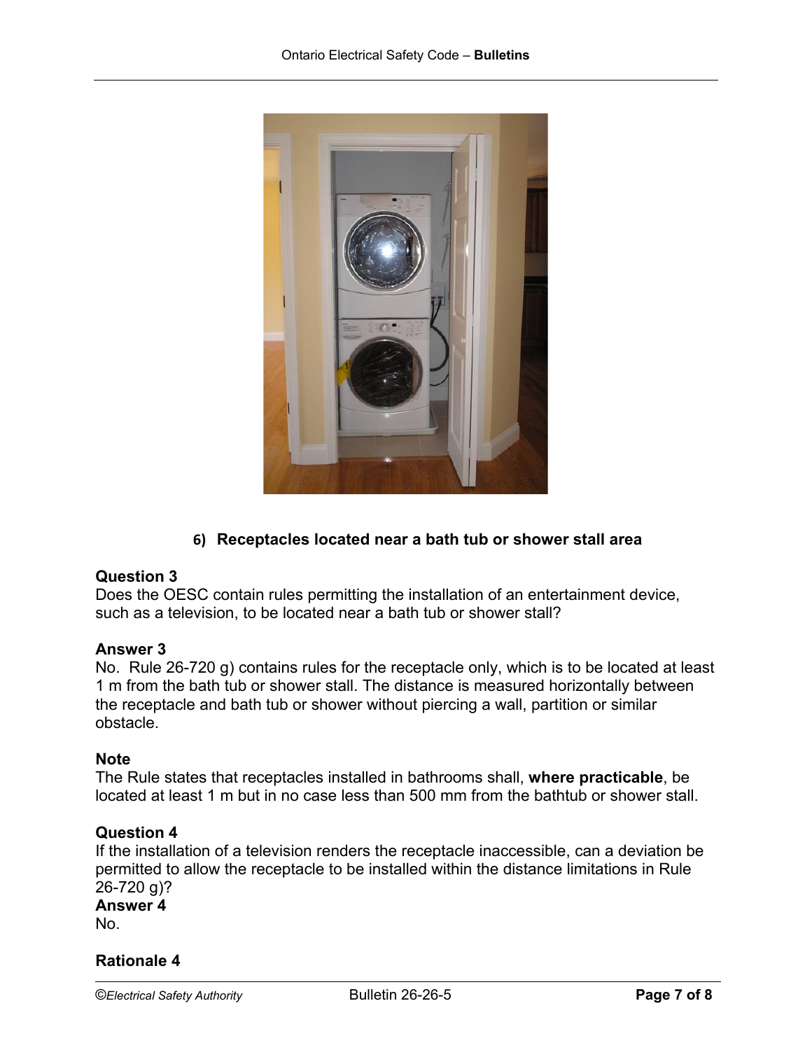### 6) Receptacles located near a bath tub or shower stall area

**Question 3**
Does the OESC contain rules permitting the installation of an entertainment device, such as a television, to be located near a bath tub or shower stall?

**Answer 3**
No. Rule 26-720 g) contains rules for the receptacle only, which is to be located at least 1 m from the bath tub or shower stall. The distance is measured horizontally between the receptacle and bath tub or shower without piercing a wall, partition or similar obstacle.

**Note**
The Rule states that receptacles installed in bathrooms shall, **where practicable**, be located at least 1 m but in no case less than 500 mm from the bathtub or shower stall.

**Question 4**
If the installation of a television renders the receptacle inaccessible, can a deviation be permitted to allow the receptacle to be installed within the distance limitations in Rule 26-720 g)?

**Answer 4**
No.

**Rationale 4**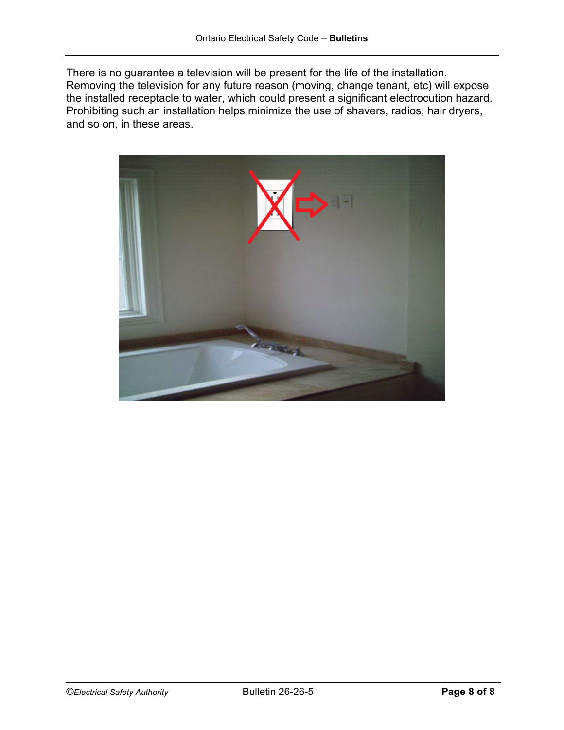There is no guarantee a television will be present for the life of the installation. Removing the television for any future reason (moving, change tenant, etc) will expose the installed receptacle to water, which could present a significant electrocution hazard. Prohibiting such an installation helps minimize the use of shavers, radios, hair dryers, and so on, in these areas.